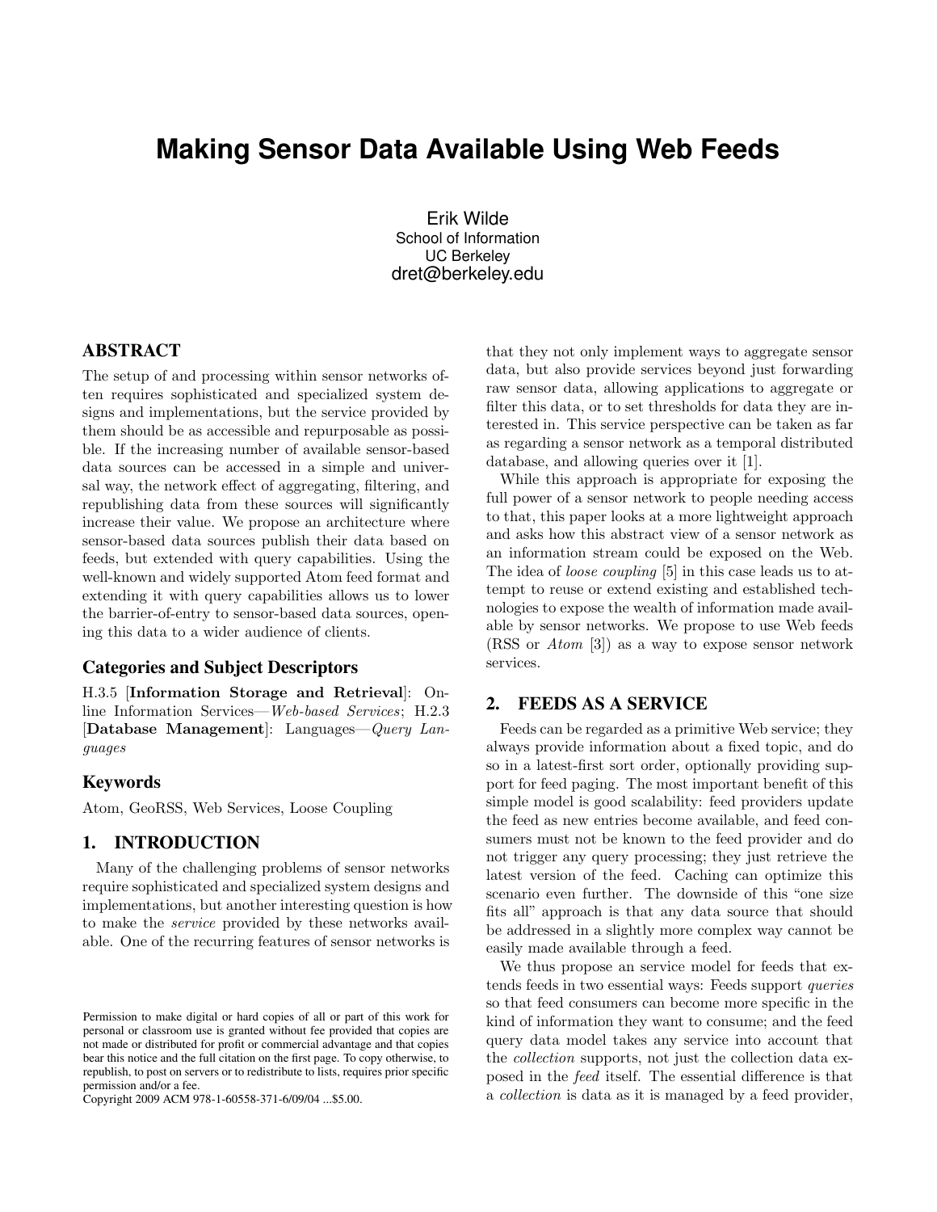# Making Sensor Data Available Using Web Feeds

Erik Wilde
School of Information
UC Berkeley
dret@berkeley.edu

## ABSTRACT

The setup of and processing within sensor networks often requires sophisticated and specialized system designs and implementations, but the service provided by them should be as accessible and repurposable as possible. If the increasing number of available sensor-based data sources can be accessed in a simple and universal way, the network effect of aggregating, filtering, and republishing data from these sources will significantly increase their value. We propose an architecture where sensor-based data sources publish their data based on feeds, but extended with query capabilities. Using the well-known and widely supported Atom feed format and extending it with query capabilities allows us to lower the barrier-of-entry to sensor-based data sources, opening this data to a wider audience of clients.

### Categories and Subject Descriptors

H.3.5 [**Information Storage and Retrieval**]: Online Information Services—*Web-based Services*; H.2.3 [**Database Management**]: Languages—*Query Languages*

### Keywords

Atom, GeoRSS, Web Services, Loose Coupling

## 1. INTRODUCTION

Many of the challenging problems of sensor networks require sophisticated and specialized system designs and implementations, but another interesting question is how to make the *service* provided by these networks available. One of the recurring features of sensor networks is that they not only implement ways to aggregate sensor data, but also provide services beyond just forwarding raw sensor data, allowing applications to aggregate or filter this data, or to set thresholds for data they are interested in. This service perspective can be taken as far as regarding a sensor network as a temporal distributed database, and allowing queries over it [1].

While this approach is appropriate for exposing the full power of a sensor network to people needing access to that, this paper looks at a more lightweight approach and asks how this abstract view of a sensor network as an information stream could be exposed on the Web. The idea of *loose coupling* [5] in this case leads us to attempt to reuse or extend existing and established technologies to expose the wealth of information made available by sensor networks. We propose to use Web feeds (RSS or *Atom* [3]) as a way to expose sensor network services.

## 2. FEEDS AS A SERVICE

Feeds can be regarded as a primitive Web service; they always provide information about a fixed topic, and do so in a latest-first sort order, optionally providing support for feed paging. The most important benefit of this simple model is good scalability: feed providers update the feed as new entries become available, and feed consumers must not be known to the feed provider and do not trigger any query processing; they just retrieve the latest version of the feed. Caching can optimize this scenario even further. The downside of this "one size fits all" approach is that any data source that should be addressed in a slightly more complex way cannot be easily made available through a feed.

We thus propose an service model for feeds that extends feeds in two essential ways: Feeds support *queries* so that feed consumers can become more specific in the kind of information they want to consume; and the feed query data model takes any service into account that the *collection* supports, not just the collection data exposed in the *feed* itself. The essential difference is that a *collection* is data as it is managed by a feed provider,

Permission to make digital or hard copies of all or part of this work for personal or classroom use is granted without fee provided that copies are not made or distributed for profit or commercial advantage and that copies bear this notice and the full citation on the first page. To copy otherwise, to republish, to post on servers or to redistribute to lists, requires prior specific permission and/or a fee.
Copyright 2009 ACM 978-1-60558-371-6/09/04 ...$5.00.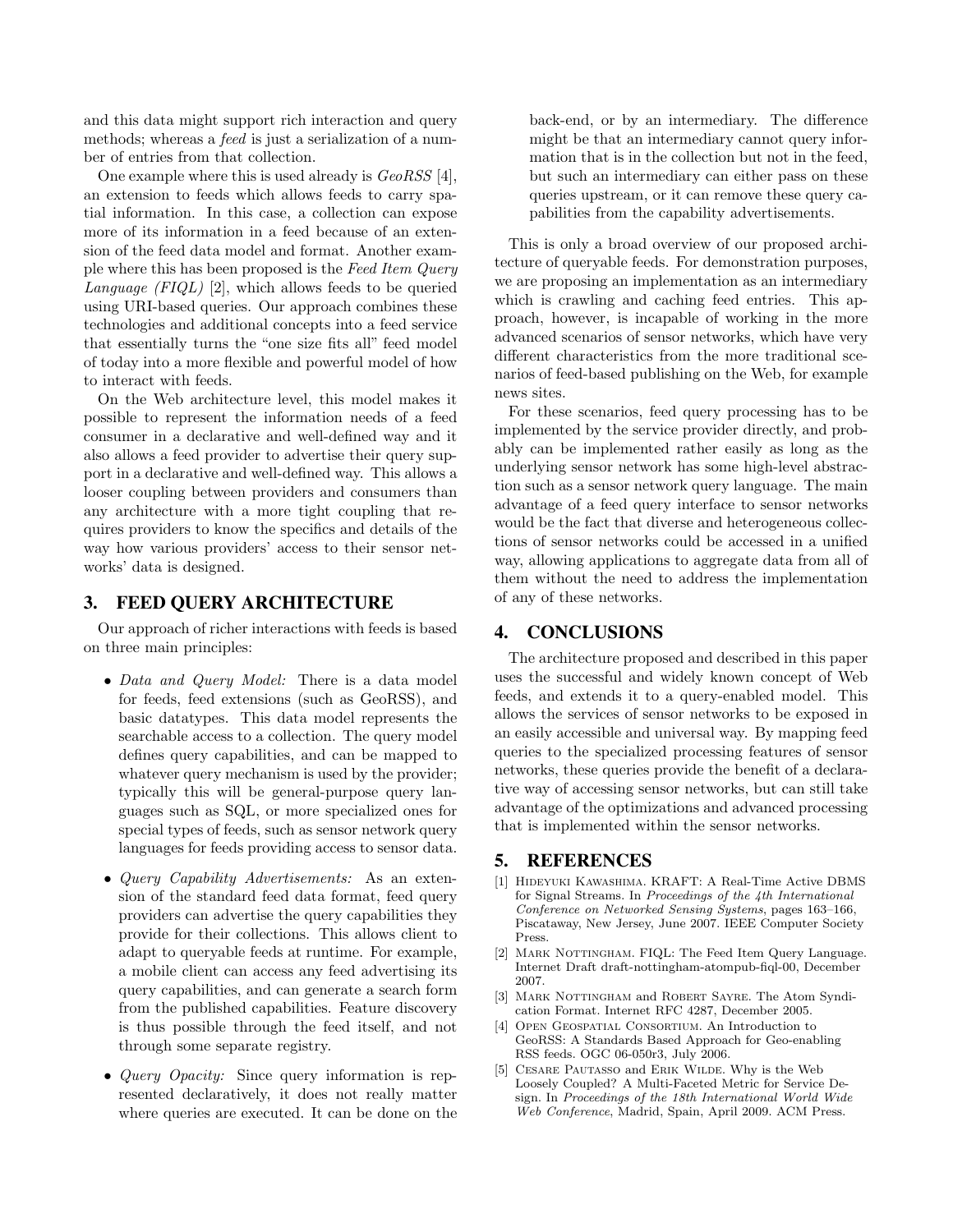and this data might support rich interaction and query methods; whereas a *feed* is just a serialization of a number of entries from that collection.

One example where this is used already is *GeoRSS* [4], an extension to feeds which allows feeds to carry spatial information. In this case, a collection can expose more of its information in a feed because of an extension of the feed data model and format. Another example where this has been proposed is the *Feed Item Query Language (FIQL)* [2], which allows feeds to be queried using URI-based queries. Our approach combines these technologies and additional concepts into a feed service that essentially turns the "one size fits all" feed model of today into a more flexible and powerful model of how to interact with feeds.

On the Web architecture level, this model makes it possible to represent the information needs of a feed consumer in a declarative and well-defined way and it also allows a feed provider to advertise their query support in a declarative and well-defined way. This allows a looser coupling between providers and consumers than any architecture with a more tight coupling that requires providers to know the specifics and details of the way how various providers' access to their sensor networks' data is designed.

## 3. FEED QUERY ARCHITECTURE

Our approach of richer interactions with feeds is based on three main principles:

- *Data and Query Model:* There is a data model for feeds, feed extensions (such as GeoRSS), and basic datatypes. This data model represents the searchable access to a collection. The query model defines query capabilities, and can be mapped to whatever query mechanism is used by the provider; typically this will be general-purpose query languages such as SQL, or more specialized ones for special types of feeds, such as sensor network query languages for feeds providing access to sensor data.
- *Query Capability Advertisements:* As an extension of the standard feed data format, feed query providers can advertise the query capabilities they provide for their collections. This allows client to adapt to queryable feeds at runtime. For example, a mobile client can access any feed advertising its query capabilities, and can generate a search form from the published capabilities. Feature discovery is thus possible through the feed itself, and not through some separate registry.
- *Query Opacity:* Since query information is represented declaratively, it does not really matter where queries are executed. It can be done on the back-end, or by an intermediary. The difference might be that an intermediary cannot query information that is in the collection but not in the feed, but such an intermediary can either pass on these queries upstream, or it can remove these query capabilities from the capability advertisements.

This is only a broad overview of our proposed architecture of queryable feeds. For demonstration purposes, we are proposing an implementation as an intermediary which is crawling and caching feed entries. This approach, however, is incapable of working in the more advanced scenarios of sensor networks, which have very different characteristics from the more traditional scenarios of feed-based publishing on the Web, for example news sites.

For these scenarios, feed query processing has to be implemented by the service provider directly, and probably can be implemented rather easily as long as the underlying sensor network has some high-level abstraction such as a sensor network query language. The main advantage of a feed query interface to sensor networks would be the fact that diverse and heterogeneous collections of sensor networks could be accessed in a unified way, allowing applications to aggregate data from all of them without the need to address the implementation of any of these networks.

## 4. CONCLUSIONS

The architecture proposed and described in this paper uses the successful and widely known concept of Web feeds, and extends it to a query-enabled model. This allows the services of sensor networks to be exposed in an easily accessible and universal way. By mapping feed queries to the specialized processing features of sensor networks, these queries provide the benefit of a declarative way of accessing sensor networks, but can still take advantage of the optimizations and advanced processing that is implemented within the sensor networks.

## 5. REFERENCES

[1] Hideyuki Kawashima. KRAFT: A Real-Time Active DBMS for Signal Streams. In *Proceedings of the 4th International Conference on Networked Sensing Systems*, pages 163–166, Piscataway, New Jersey, June 2007. IEEE Computer Society Press.

[2] Mark Nottingham. FIQL: The Feed Item Query Language. Internet Draft draft-nottingham-atompub-fiql-00, December 2007.

[3] Mark Nottingham and Robert Sayre. The Atom Syndication Format. Internet RFC 4287, December 2005.

[4] Open Geospatial Consortium. An Introduction to GeoRSS: A Standards Based Approach for Geo-enabling RSS feeds. OGC 06-050r3, July 2006.

[5] Cesare Pautasso and Erik Wilde. Why is the Web Loosely Coupled? A Multi-Faceted Metric for Service Design. In *Proceedings of the 18th International World Wide Web Conference*, Madrid, Spain, April 2009. ACM Press.